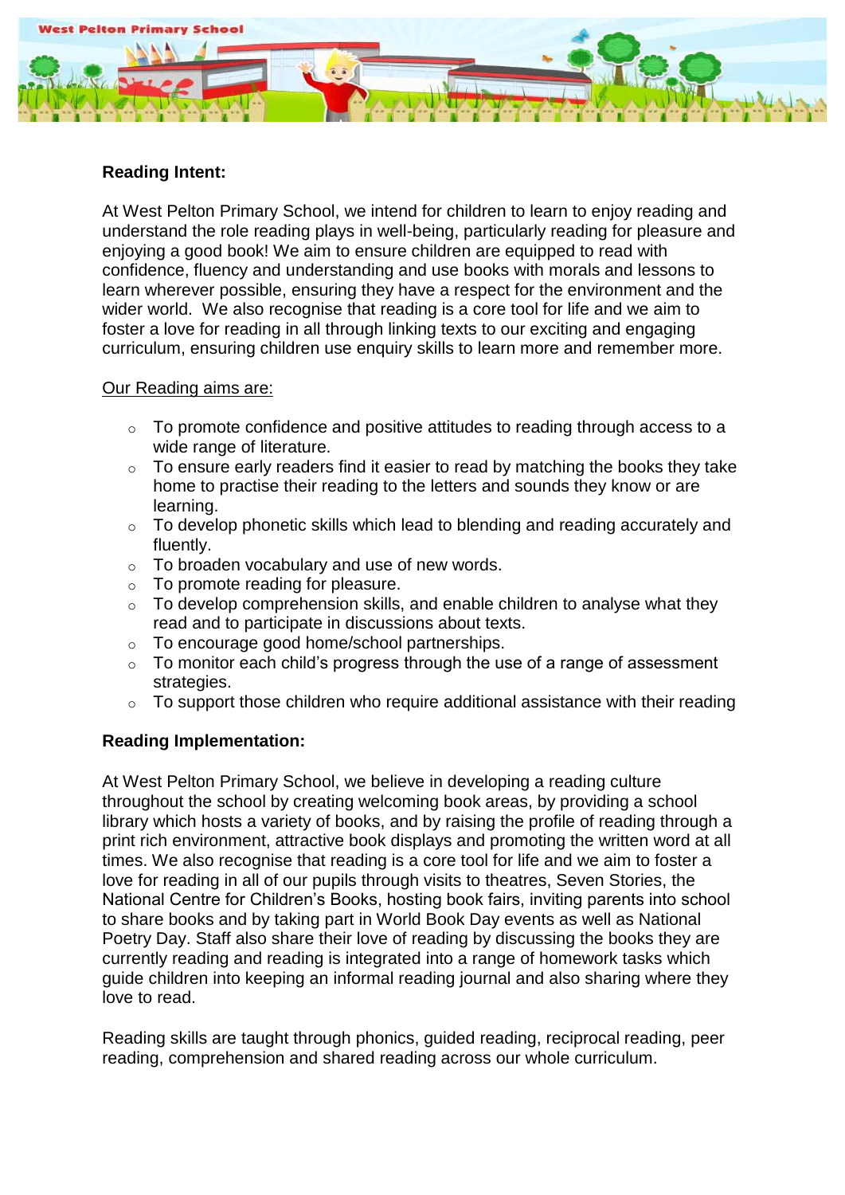**Reading Intent:**

At West Pelton Primary School, we intend for children to learn to enjoy reading and understand the role reading plays in well-being, particularly reading for pleasure and enjoying a good book! We aim to ensure children are equipped to read with confidence, fluency and understanding and use books with morals and lessons to learn wherever possible, ensuring they have a respect for the environment and the wider world. We also recognise that reading is a core tool for life and we aim to foster a love for reading in all through linking texts to our exciting and engaging curriculum, ensuring children use enquiry skills to learn more and remember more.

Our Reading aims are:

- To promote confidence and positive attitudes to reading through access to a wide range of literature.
- To ensure early readers find it easier to read by matching the books they take home to practise their reading to the letters and sounds they know or are learning.
- To develop phonetic skills which lead to blending and reading accurately and fluently.
- To broaden vocabulary and use of new words.
- To promote reading for pleasure.
- To develop comprehension skills, and enable children to analyse what they read and to participate in discussions about texts.
- To encourage good home/school partnerships.
- To monitor each child's progress through the use of a range of assessment strategies.
- To support those children who require additional assistance with their reading

**Reading Implementation:**

At West Pelton Primary School, we believe in developing a reading culture throughout the school by creating welcoming book areas, by providing a school library which hosts a variety of books, and by raising the profile of reading through a print rich environment, attractive book displays and promoting the written word at all times. We also recognise that reading is a core tool for life and we aim to foster a love for reading in all of our pupils through visits to theatres, Seven Stories, the National Centre for Children's Books, hosting book fairs, inviting parents into school to share books and by taking part in World Book Day events as well as National Poetry Day. Staff also share their love of reading by discussing the books they are currently reading and reading is integrated into a range of homework tasks which guide children into keeping an informal reading journal and also sharing where they love to read.

Reading skills are taught through phonics, guided reading, reciprocal reading, peer reading, comprehension and shared reading across our whole curriculum.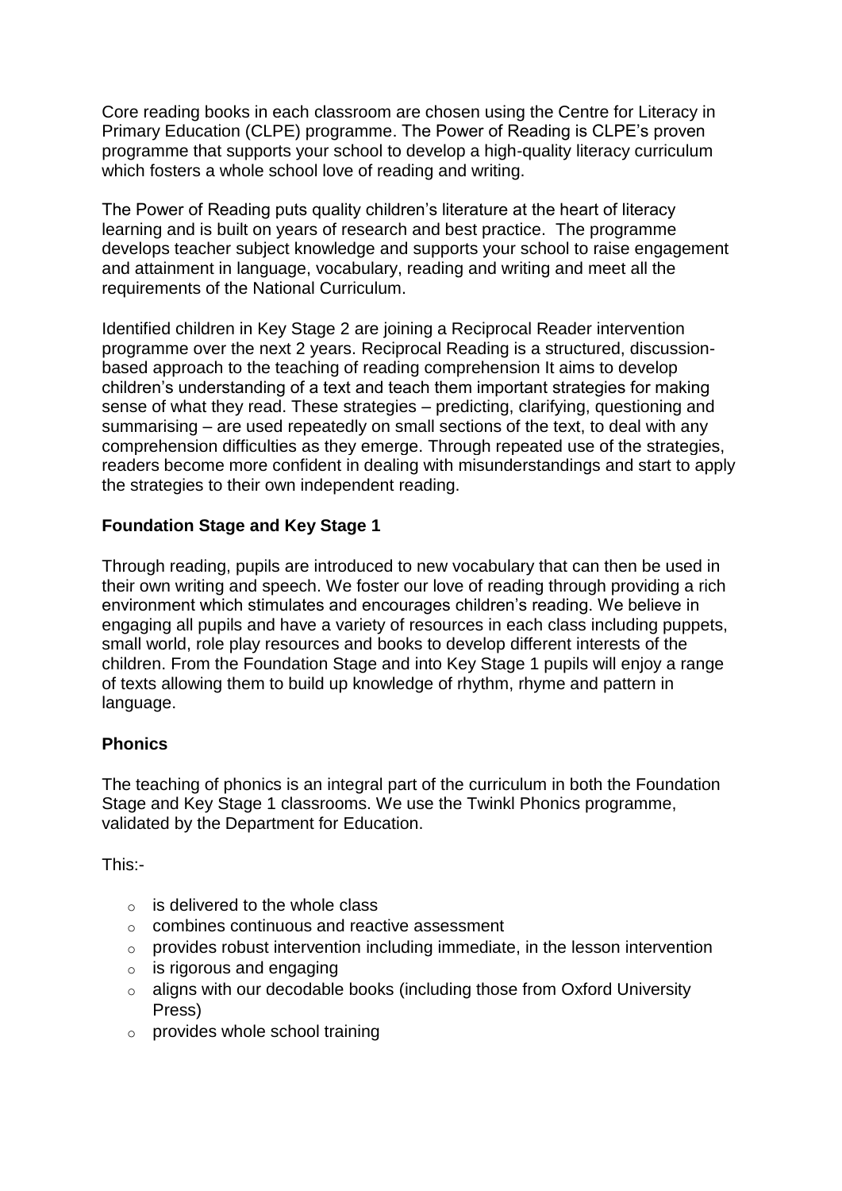Core reading books in each classroom are chosen using the Centre for Literacy in Primary Education (CLPE) programme. The Power of Reading is CLPE's proven programme that supports your school to develop a high-quality literacy curriculum which fosters a whole school love of reading and writing.

The Power of Reading puts quality children's literature at the heart of literacy learning and is built on years of research and best practice. The programme develops teacher subject knowledge and supports your school to raise engagement and attainment in language, vocabulary, reading and writing and meet all the requirements of the National Curriculum.

Identified children in Key Stage 2 are joining a Reciprocal Reader intervention programme over the next 2 years. Reciprocal Reading is a structured, discussion-based approach to the teaching of reading comprehension It aims to develop children's understanding of a text and teach them important strategies for making sense of what they read. These strategies – predicting, clarifying, questioning and summarising – are used repeatedly on small sections of the text, to deal with any comprehension difficulties as they emerge. Through repeated use of the strategies, readers become more confident in dealing with misunderstandings and start to apply the strategies to their own independent reading.

**Foundation Stage and Key Stage 1**

Through reading, pupils are introduced to new vocabulary that can then be used in their own writing and speech. We foster our love of reading through providing a rich environment which stimulates and encourages children's reading. We believe in engaging all pupils and have a variety of resources in each class including puppets, small world, role play resources and books to develop different interests of the children. From the Foundation Stage and into Key Stage 1 pupils will enjoy a range of texts allowing them to build up knowledge of rhythm, rhyme and pattern in language.

**Phonics**

The teaching of phonics is an integral part of the curriculum in both the Foundation Stage and Key Stage 1 classrooms. We use the Twinkl Phonics programme, validated by the Department for Education.

This:-

- is delivered to the whole class
- combines continuous and reactive assessment
- provides robust intervention including immediate, in the lesson intervention
- is rigorous and engaging
- aligns with our decodable books (including those from Oxford University Press)
- provides whole school training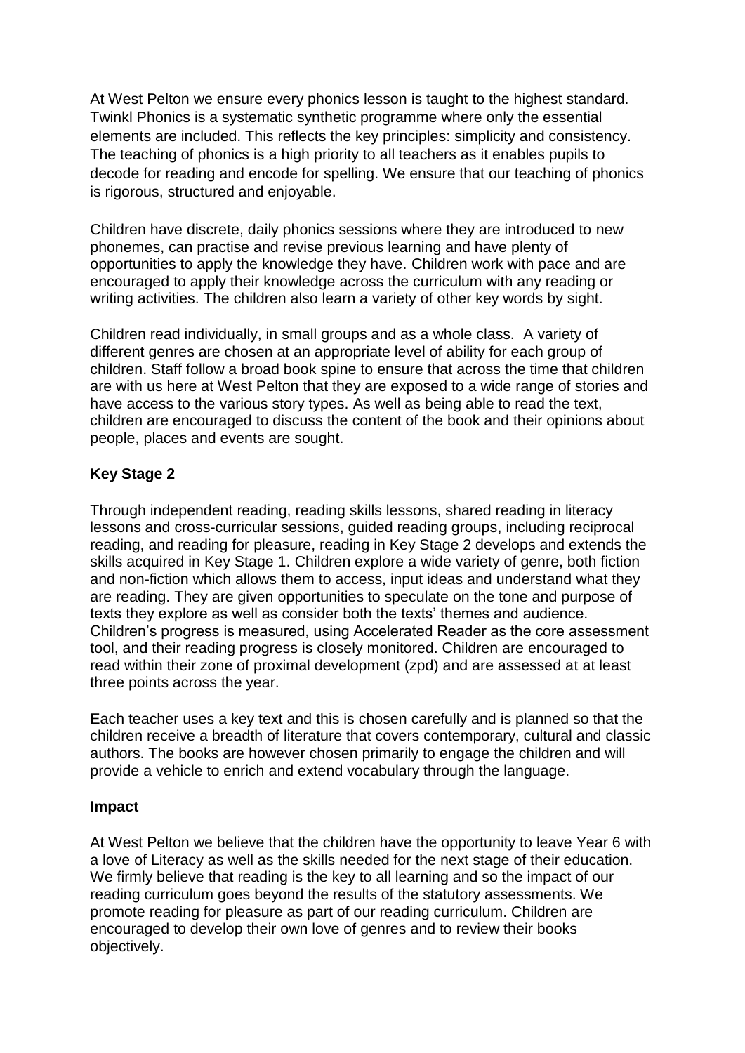At West Pelton we ensure every phonics lesson is taught to the highest standard. Twinkl Phonics is a systematic synthetic programme where only the essential elements are included. This reflects the key principles: simplicity and consistency. The teaching of phonics is a high priority to all teachers as it enables pupils to decode for reading and encode for spelling. We ensure that our teaching of phonics is rigorous, structured and enjoyable.

Children have discrete, daily phonics sessions where they are introduced to new phonemes, can practise and revise previous learning and have plenty of opportunities to apply the knowledge they have. Children work with pace and are encouraged to apply their knowledge across the curriculum with any reading or writing activities. The children also learn a variety of other key words by sight.

Children read individually, in small groups and as a whole class. A variety of different genres are chosen at an appropriate level of ability for each group of children. Staff follow a broad book spine to ensure that across the time that children are with us here at West Pelton that they are exposed to a wide range of stories and have access to the various story types. As well as being able to read the text, children are encouraged to discuss the content of the book and their opinions about people, places and events are sought.

**Key Stage 2**

Through independent reading, reading skills lessons, shared reading in literacy lessons and cross-curricular sessions, guided reading groups, including reciprocal reading, and reading for pleasure, reading in Key Stage 2 develops and extends the skills acquired in Key Stage 1. Children explore a wide variety of genre, both fiction and non-fiction which allows them to access, input ideas and understand what they are reading. They are given opportunities to speculate on the tone and purpose of texts they explore as well as consider both the texts' themes and audience. Children's progress is measured, using Accelerated Reader as the core assessment tool, and their reading progress is closely monitored. Children are encouraged to read within their zone of proximal development (zpd) and are assessed at at least three points across the year.

Each teacher uses a key text and this is chosen carefully and is planned so that the children receive a breadth of literature that covers contemporary, cultural and classic authors. The books are however chosen primarily to engage the children and will provide a vehicle to enrich and extend vocabulary through the language.

**Impact**

At West Pelton we believe that the children have the opportunity to leave Year 6 with a love of Literacy as well as the skills needed for the next stage of their education. We firmly believe that reading is the key to all learning and so the impact of our reading curriculum goes beyond the results of the statutory assessments. We promote reading for pleasure as part of our reading curriculum. Children are encouraged to develop their own love of genres and to review their books objectively.